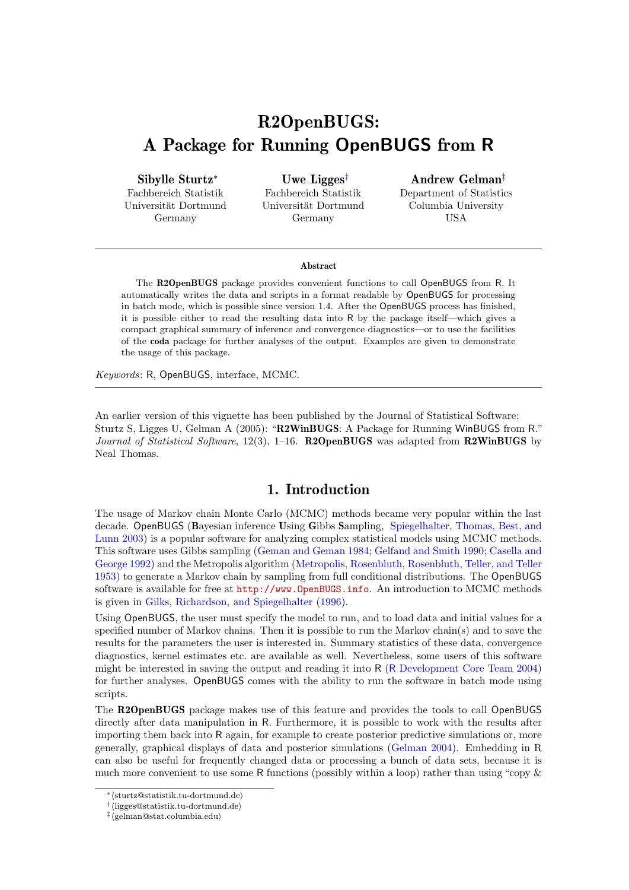# R2OpenBUGS: A Package for Running OpenBUGS from R

**Sibylle Sturtz**[*]
Fachbereich Statistik
Universität Dortmund
Germany

**Uwe Ligges**[†]
Fachbereich Statistik
Universität Dortmund
Germany

**Andrew Gelman**[‡]
Department of Statistics
Columbia University
USA

---

**Abstract**

The **R2OpenBUGS** package provides convenient functions to call OpenBUGS from R. It automatically writes the data and scripts in a format readable by OpenBUGS for processing in batch mode, which is possible since version 1.4. After the OpenBUGS process has finished, it is possible either to read the resulting data into R by the package itself—which gives a compact graphical summary of inference and convergence diagnostics—or to use the facilities of the **coda** package for further analyses of the output. Examples are given to demonstrate the usage of this package.

*Keywords*: R, OpenBUGS, interface, MCMC.

---

An earlier version of this vignette has been published by the Journal of Statistical Software: Sturtz S, Ligges U, Gelman A (2005): "**R2WinBUGS**: A Package for Running WinBUGS from R." *Journal of Statistical Software*, 12(3), 1–16. **R2OpenBUGS** was adapted from **R2WinBUGS** by Neal Thomas.

## 1. Introduction

The usage of Markov chain Monte Carlo (MCMC) methods became very popular within the last decade. OpenBUGS (**B**ayesian inference **U**sing **G**ibbs **S**ampling, Spiegelhalter, Thomas, Best, and Lunn 2003) is a popular software for analyzing complex statistical models using MCMC methods. This software uses Gibbs sampling (Geman and Geman 1984; Gelfand and Smith 1990; Casella and George 1992) and the Metropolis algorithm (Metropolis, Rosenbluth, Rosenbluth, Teller, and Teller 1953) to generate a Markov chain by sampling from full conditional distributions. The OpenBUGS software is available for free at http://www.OpenBUGS.info. An introduction to MCMC methods is given in Gilks, Richardson, and Spiegelhalter (1996).

Using OpenBUGS, the user must specify the model to run, and to load data and initial values for a specified number of Markov chains. Then it is possible to run the Markov chain(s) and to save the results for the parameters the user is interested in. Summary statistics of these data, convergence diagnostics, kernel estimates etc. are available as well. Nevertheless, some users of this software might be interested in saving the output and reading it into R (R Development Core Team 2004) for further analyses. OpenBUGS comes with the ability to run the software in batch mode using scripts.

The **R2OpenBUGS** package makes use of this feature and provides the tools to call OpenBUGS directly after data manipulation in R. Furthermore, it is possible to work with the results after importing them back into R again, for example to create posterior predictive simulations or, more generally, graphical displays of data and posterior simulations (Gelman 2004). Embedding in R can also be useful for frequently changed data or processing a bunch of data sets, because it is much more convenient to use some R functions (possibly within a loop) rather than using "copy &

---

[*] ⟨sturtz@statistik.tu-dortmund.de⟩
[†] ⟨ligges@statistik.tu-dortmund.de⟩
[‡] ⟨gelman@stat.columbia.edu⟩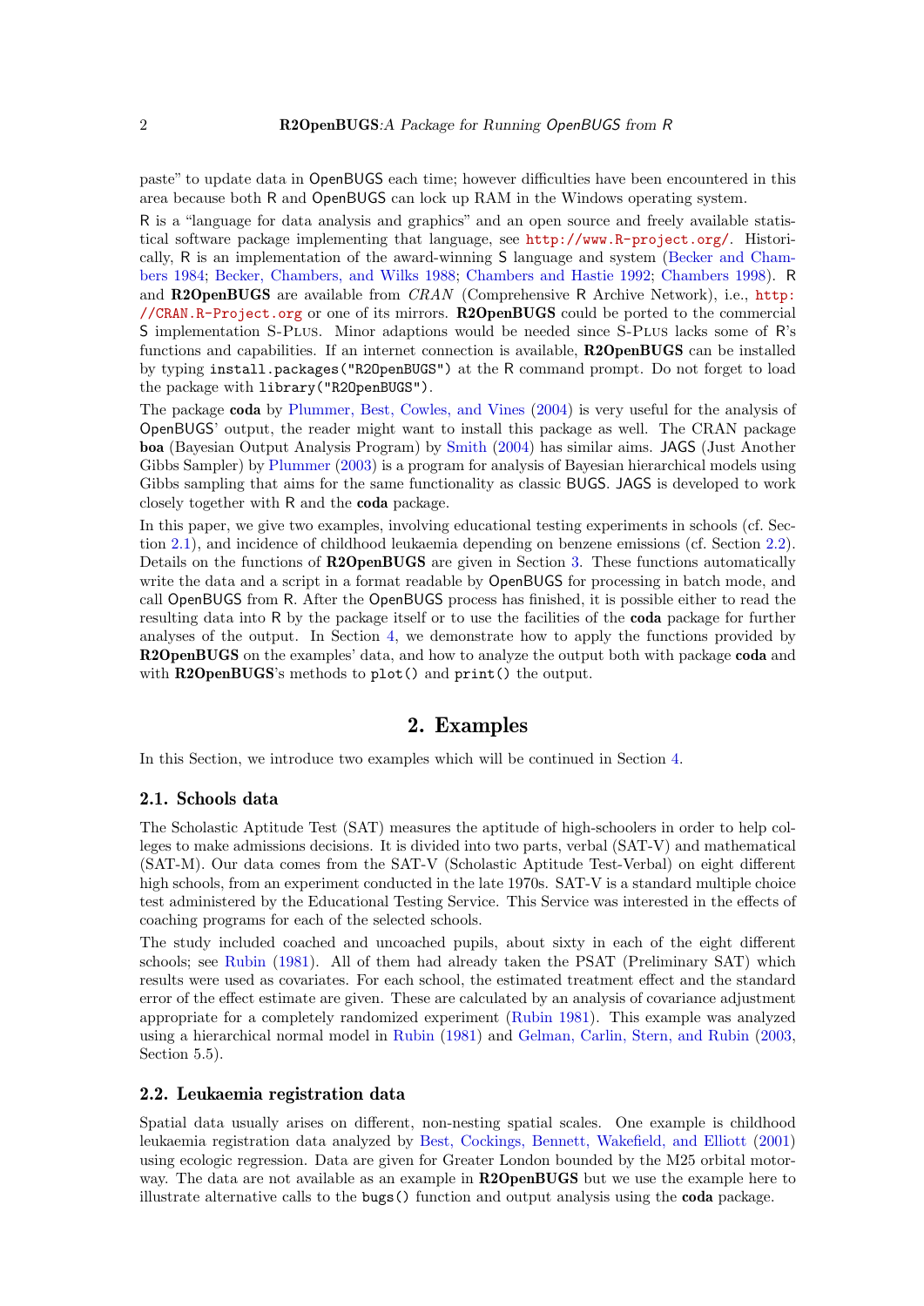paste" to update data in OpenBUGS each time; however difficulties have been encountered in this area because both R and OpenBUGS can lock up RAM in the Windows operating system.

R is a "language for data analysis and graphics" and an open source and freely available statistical software package implementing that language, see http://www.R-project.org/. Historically, R is an implementation of the award-winning S language and system (Becker and Chambers 1984; Becker, Chambers, and Wilks 1988; Chambers and Hastie 1992; Chambers 1998). R and **R2OpenBUGS** are available from *CRAN* (Comprehensive R Archive Network), i.e., http://CRAN.R-Project.org or one of its mirrors. **R2OpenBUGS** could be ported to the commercial S implementation S-Plus. Minor adaptions would be needed since S-Plus lacks some of R's functions and capabilities. If an internet connection is available, **R2OpenBUGS** can be installed by typing `install.packages("R2OpenBUGS")` at the R command prompt. Do not forget to load the package with `library("R2OpenBUGS")`.

The package **coda** by Plummer, Best, Cowles, and Vines (2004) is very useful for the analysis of OpenBUGS' output, the reader might want to install this package as well. The CRAN package **boa** (Bayesian Output Analysis Program) by Smith (2004) has similar aims. JAGS (Just Another Gibbs Sampler) by Plummer (2003) is a program for analysis of Bayesian hierarchical models using Gibbs sampling that aims for the same functionality as classic BUGS. JAGS is developed to work closely together with R and the **coda** package.

In this paper, we give two examples, involving educational testing experiments in schools (cf. Section 2.1), and incidence of childhood leukaemia depending on benzene emissions (cf. Section 2.2). Details on the functions of **R2OpenBUGS** are given in Section 3. These functions automatically write the data and a script in a format readable by OpenBUGS for processing in batch mode, and call OpenBUGS from R. After the OpenBUGS process has finished, it is possible either to read the resulting data into R by the package itself or to use the facilities of the **coda** package for further analyses of the output. In Section 4, we demonstrate how to apply the functions provided by **R2OpenBUGS** on the examples' data, and how to analyze the output both with package **coda** and with **R2OpenBUGS**'s methods to `plot()` and `print()` the output.

# 2. Examples

In this Section, we introduce two examples which will be continued in Section 4.

## 2.1. Schools data

The Scholastic Aptitude Test (SAT) measures the aptitude of high-schoolers in order to help colleges to make admissions decisions. It is divided into two parts, verbal (SAT-V) and mathematical (SAT-M). Our data comes from the SAT-V (Scholastic Aptitude Test-Verbal) on eight different high schools, from an experiment conducted in the late 1970s. SAT-V is a standard multiple choice test administered by the Educational Testing Service. This Service was interested in the effects of coaching programs for each of the selected schools.

The study included coached and uncoached pupils, about sixty in each of the eight different schools; see Rubin (1981). All of them had already taken the PSAT (Preliminary SAT) which results were used as covariates. For each school, the estimated treatment effect and the standard error of the effect estimate are given. These are calculated by an analysis of covariance adjustment appropriate for a completely randomized experiment (Rubin 1981). This example was analyzed using a hierarchical normal model in Rubin (1981) and Gelman, Carlin, Stern, and Rubin (2003, Section 5.5).

## 2.2. Leukaemia registration data

Spatial data usually arises on different, non-nesting spatial scales. One example is childhood leukaemia registration data analyzed by Best, Cockings, Bennett, Wakefield, and Elliott (2001) using ecologic regression. Data are given for Greater London bounded by the M25 orbital motorway. The data are not available as an example in **R2OpenBUGS** but we use the example here to illustrate alternative calls to the `bugs()` function and output analysis using the **coda** package.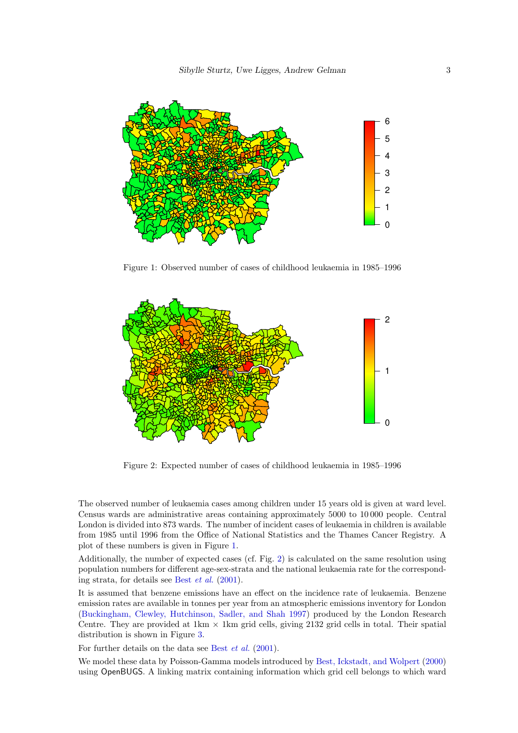Figure 1: Observed number of cases of childhood leukaemia in 1985–1996

Figure 2: Expected number of cases of childhood leukaemia in 1985–1996

The observed number of leukaemia cases among children under 15 years old is given at ward level. Census wards are administrative areas containing approximately 5000 to 10 000 people. Central London is divided into 873 wards. The number of incident cases of leukaemia in children is available from 1985 until 1996 from the Office of National Statistics and the Thames Cancer Registry. A plot of these numbers is given in Figure 1.

Additionally, the number of expected cases (cf. Fig. 2) is calculated on the same resolution using population numbers for different age-sex-strata and the national leukaemia rate for the corresponding strata, for details see Best *et al.* (2001).

It is assumed that benzene emissions have an effect on the incidence rate of leukaemia. Benzene emission rates are available in tonnes per year from an atmospheric emissions inventory for London (Buckingham, Clewley, Hutchinson, Sadler, and Shah 1997) produced by the London Research Centre. They are provided at 1km $\times$ 1km grid cells, giving 2132 grid cells in total. Their spatial distribution is shown in Figure 3.

For further details on the data see Best *et al.* (2001).

We model these data by Poisson-Gamma models introduced by Best, Ickstadt, and Wolpert (2000) using OpenBUGS. A linking matrix containing information which grid cell belongs to which ward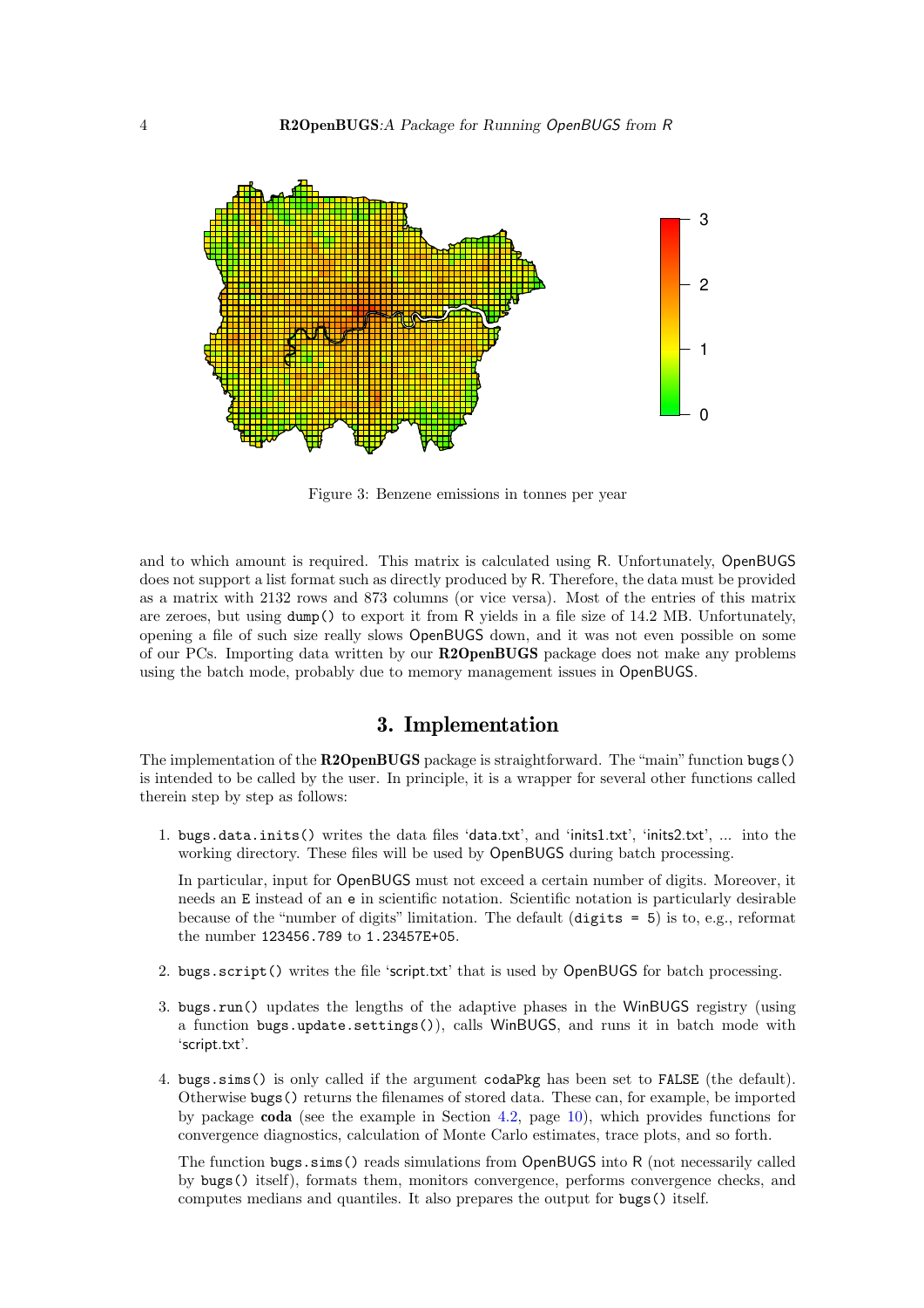Figure 3: Benzene emissions in tonnes per year

and to which amount is required. This matrix is calculated using R. Unfortunately, OpenBUGS does not support a list format such as directly produced by R. Therefore, the data must be provided as a matrix with 2132 rows and 873 columns (or vice versa). Most of the entries of this matrix are zeroes, but using `dump()` to export it from R yields in a file size of 14.2 MB. Unfortunately, opening a file of such size really slows OpenBUGS down, and it was not even possible on some of our PCs. Importing data written by our **R2OpenBUGS** package does not make any problems using the batch mode, probably due to memory management issues in OpenBUGS.

## 3. Implementation

The implementation of the **R2OpenBUGS** package is straightforward. The "main" function `bugs()` is intended to be called by the user. In principle, it is a wrapper for several other functions called therein step by step as follows:

1. `bugs.data.inits()` writes the data files 'data.txt', and 'inits1.txt', 'inits2.txt', ... into the working directory. These files will be used by OpenBUGS during batch processing.

   In particular, input for OpenBUGS must not exceed a certain number of digits. Moreover, it needs an `E` instead of an `e` in scientific notation. Scientific notation is particularly desirable because of the "number of digits" limitation. The default (`digits = 5`) is to, e.g., reformat the number `123456.789` to `1.23457E+05`.

2. `bugs.script()` writes the file 'script.txt' that is used by OpenBUGS for batch processing.

3. `bugs.run()` updates the lengths of the adaptive phases in the WinBUGS registry (using a function `bugs.update.settings()`), calls WinBUGS, and runs it in batch mode with 'script.txt'.

4. `bugs.sims()` is only called if the argument `codaPkg` has been set to `FALSE` (the default). Otherwise `bugs()` returns the filenames of stored data. These can, for example, be imported by package **coda** (see the example in Section 4.2, page 10), which provides functions for convergence diagnostics, calculation of Monte Carlo estimates, trace plots, and so forth.

   The function `bugs.sims()` reads simulations from OpenBUGS into R (not necessarily called by `bugs()` itself), formats them, monitors convergence, performs convergence checks, and computes medians and quantiles. It also prepares the output for `bugs()` itself.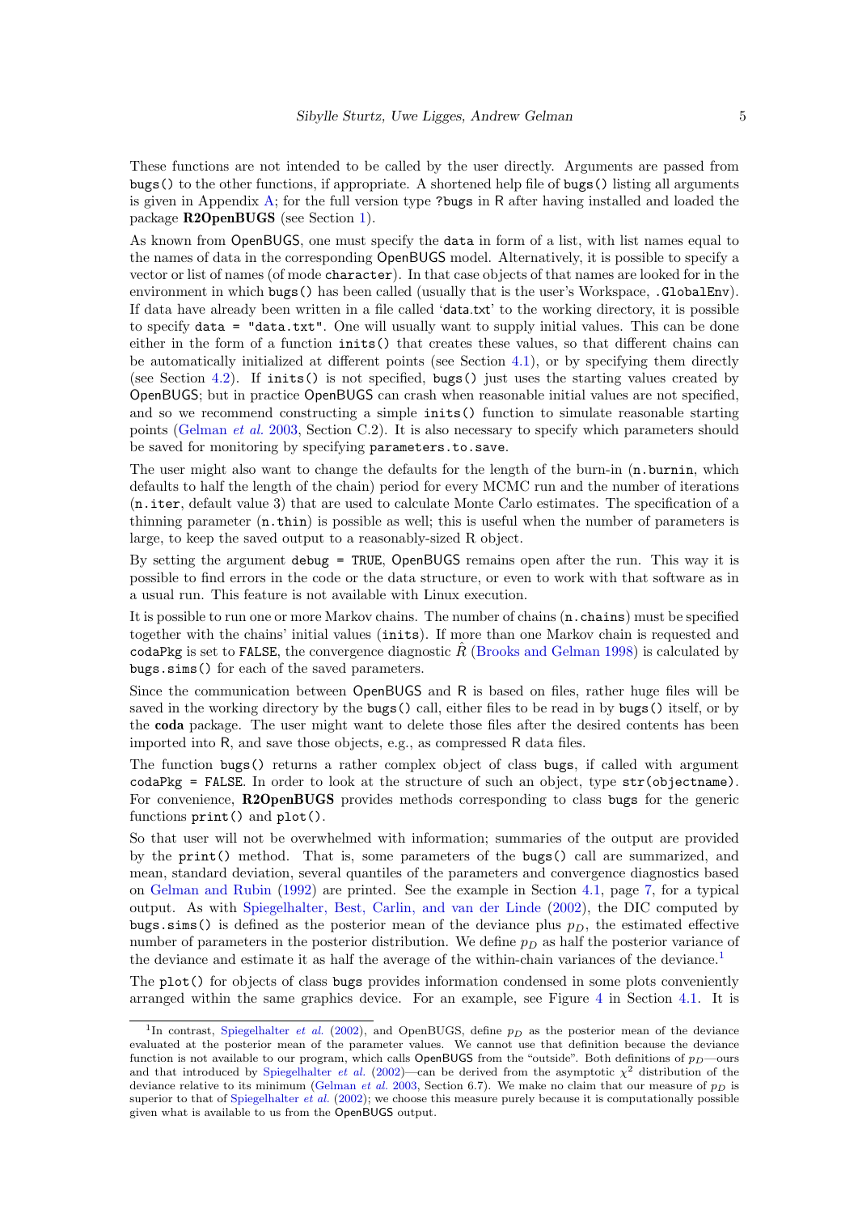These functions are not intended to be called by the user directly. Arguments are passed from `bugs()` to the other functions, if appropriate. A shortened help file of `bugs()` listing all arguments is given in Appendix A; for the full version type `?bugs` in R after having installed and loaded the package **R2OpenBUGS** (see Section 1).

As known from OpenBUGS, one must specify the `data` in form of a list, with list names equal to the names of data in the corresponding OpenBUGS model. Alternatively, it is possible to specify a vector or list of names (of mode `character`). In that case objects of that names are looked for in the environment in which `bugs()` has been called (usually that is the user's Workspace, `.GlobalEnv`). If data have already been written in a file called '`data.txt`' to the working directory, it is possible to specify `data = "data.txt"`. One will usually want to supply initial values. This can be done either in the form of a function `inits()` that creates these values, so that different chains can be automatically initialized at different points (see Section 4.1), or by specifying them directly (see Section 4.2). If `inits()` is not specified, `bugs()` just uses the starting values created by OpenBUGS; but in practice OpenBUGS can crash when reasonable initial values are not specified, and so we recommend constructing a simple `inits()` function to simulate reasonable starting points (Gelman *et al.* 2003, Section C.2). It is also necessary to specify which parameters should be saved for monitoring by specifying `parameters.to.save`.

The user might also want to change the defaults for the length of the burn-in (`n.burnin`, which defaults to half the length of the chain) period for every MCMC run and the number of iterations (`n.iter`, default value 3) that are used to calculate Monte Carlo estimates. The specification of a thinning parameter (`n.thin`) is possible as well; this is useful when the number of parameters is large, to keep the saved output to a reasonably-sized R object.

By setting the argument `debug = TRUE`, OpenBUGS remains open after the run. This way it is possible to find errors in the code or the data structure, or even to work with that software as in a usual run. This feature is not available with Linux execution.

It is possible to run one or more Markov chains. The number of chains (`n.chains`) must be specified together with the chains' initial values (`inits`). If more than one Markov chain is requested and `codaPkg` is set to `FALSE`, the convergence diagnostic $\hat{R}$ (Brooks and Gelman 1998) is calculated by `bugs.sims()` for each of the saved parameters.

Since the communication between OpenBUGS and R is based on files, rather huge files will be saved in the working directory by the `bugs()` call, either files to be read in by `bugs()` itself, or by the **coda** package. The user might want to delete those files after the desired contents has been imported into R, and save those objects, e.g., as compressed R data files.

The function `bugs()` returns a rather complex object of class `bugs`, if called with argument `codaPkg = FALSE`. In order to look at the structure of such an object, type `str(objectname)`. For convenience, **R2OpenBUGS** provides methods corresponding to class `bugs` for the generic functions `print()` and `plot()`.

So that user will not be overwhelmed with information; summaries of the output are provided by the `print()` method. That is, some parameters of the `bugs()` call are summarized, and mean, standard deviation, several quantiles of the parameters and convergence diagnostics based on Gelman and Rubin (1992) are printed. See the example in Section 4.1, page 7, for a typical output. As with Spiegelhalter, Best, Carlin, and van der Linde (2002), the DIC computed by `bugs.sims()` is defined as the posterior mean of the deviance plus $p_D$, the estimated effective number of parameters in the posterior distribution. We define $p_D$ as half the posterior variance of the deviance and estimate it as half the average of the within-chain variances of the deviance.[1]

The `plot()` for objects of class `bugs` provides information condensed in some plots conveniently arranged within the same graphics device. For an example, see Figure 4 in Section 4.1. It is

[1] In contrast, Spiegelhalter *et al.* (2002), and OpenBUGS, define $p_D$ as the posterior mean of the deviance evaluated at the posterior mean of the parameter values. We cannot use that definition because the deviance function is not available to our program, which calls OpenBUGS from the "outside". Both definitions of $p_D$—ours and that introduced by Spiegelhalter *et al.* (2002)—can be derived from the asymptotic $\chi^2$ distribution of the deviance relative to its minimum (Gelman *et al.* 2003, Section 6.7). We make no claim that our measure of $p_D$ is superior to that of Spiegelhalter *et al.* (2002); we choose this measure purely because it is computationally possible given what is available to us from the OpenBUGS output.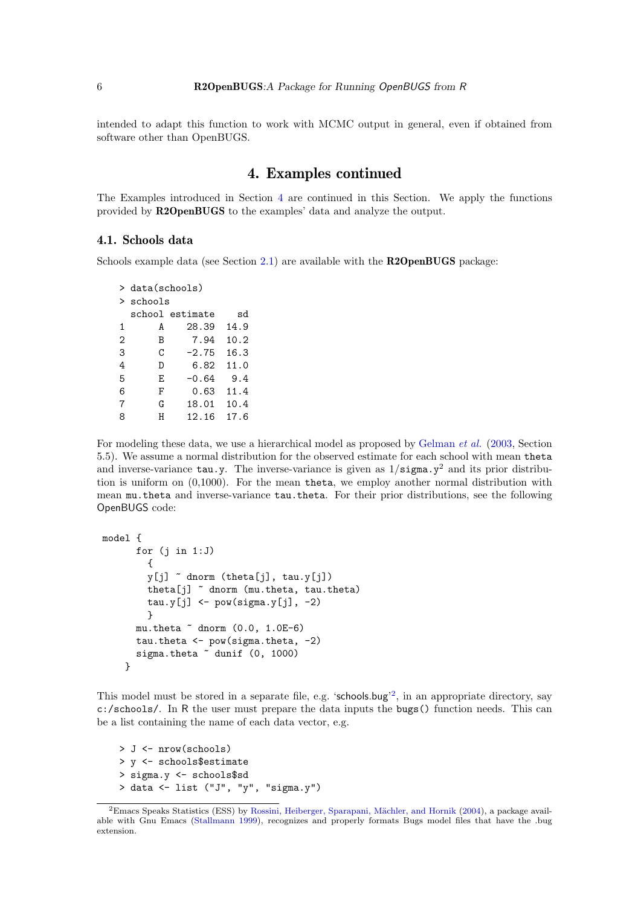intended to adapt this function to work with MCMC output in general, even if obtained from software other than OpenBUGS.

# 4. Examples continued

The Examples introduced in Section 4 are continued in this Section. We apply the functions provided by **R2OpenBUGS** to the examples' data and analyze the output.

## 4.1. Schools data

Schools example data (see Section 2.1) are available with the **R2OpenBUGS** package:

```
> data(schools)
> schools
  school estimate   sd
1      A    28.39 14.9
2      B     7.94 10.2
3      C    -2.75 16.3
4      D     6.82 11.0
5      E    -0.64  9.4
6      F     0.63 11.4
7      G    18.01 10.4
8      H    12.16 17.6
```

For modeling these data, we use a hierarchical model as proposed by Gelman *et al.* (2003, Section 5.5). We assume a normal distribution for the observed estimate for each school with mean `theta` and inverse-variance `tau.y`. The inverse-variance is given as $1/\texttt{sigma.y}^2$ and its prior distribution is uniform on (0,1000). For the mean `theta`, we employ another normal distribution with mean `mu.theta` and inverse-variance `tau.theta`. For their prior distributions, see the following OpenBUGS code:

```
model {
      for (j in 1:J)
        {
        y[j] ~ dnorm (theta[j], tau.y[j])
        theta[j] ~ dnorm (mu.theta, tau.theta)
        tau.y[j] <- pow(sigma.y[j], -2)
        }
      mu.theta ~ dnorm (0.0, 1.0E-6)
      tau.theta <- pow(sigma.theta, -2)
      sigma.theta ~ dunif (0, 1000)
    }
```

This model must be stored in a separate file, e.g. 'schools.bug'[2], in an appropriate directory, say `c:/schools/`. In R the user must prepare the data inputs the `bugs()` function needs. This can be a list containing the name of each data vector, e.g.

```
> J <- nrow(schools)
> y <- schools$estimate
> sigma.y <- schools$sd
> data <- list ("J", "y", "sigma.y")
```

[2] Emacs Speaks Statistics (ESS) by Rossini, Heiberger, Sparapani, Mächler, and Hornik (2004), a package available with Gnu Emacs (Stallmann 1999), recognizes and properly formats Bugs model files that have the .bug extension.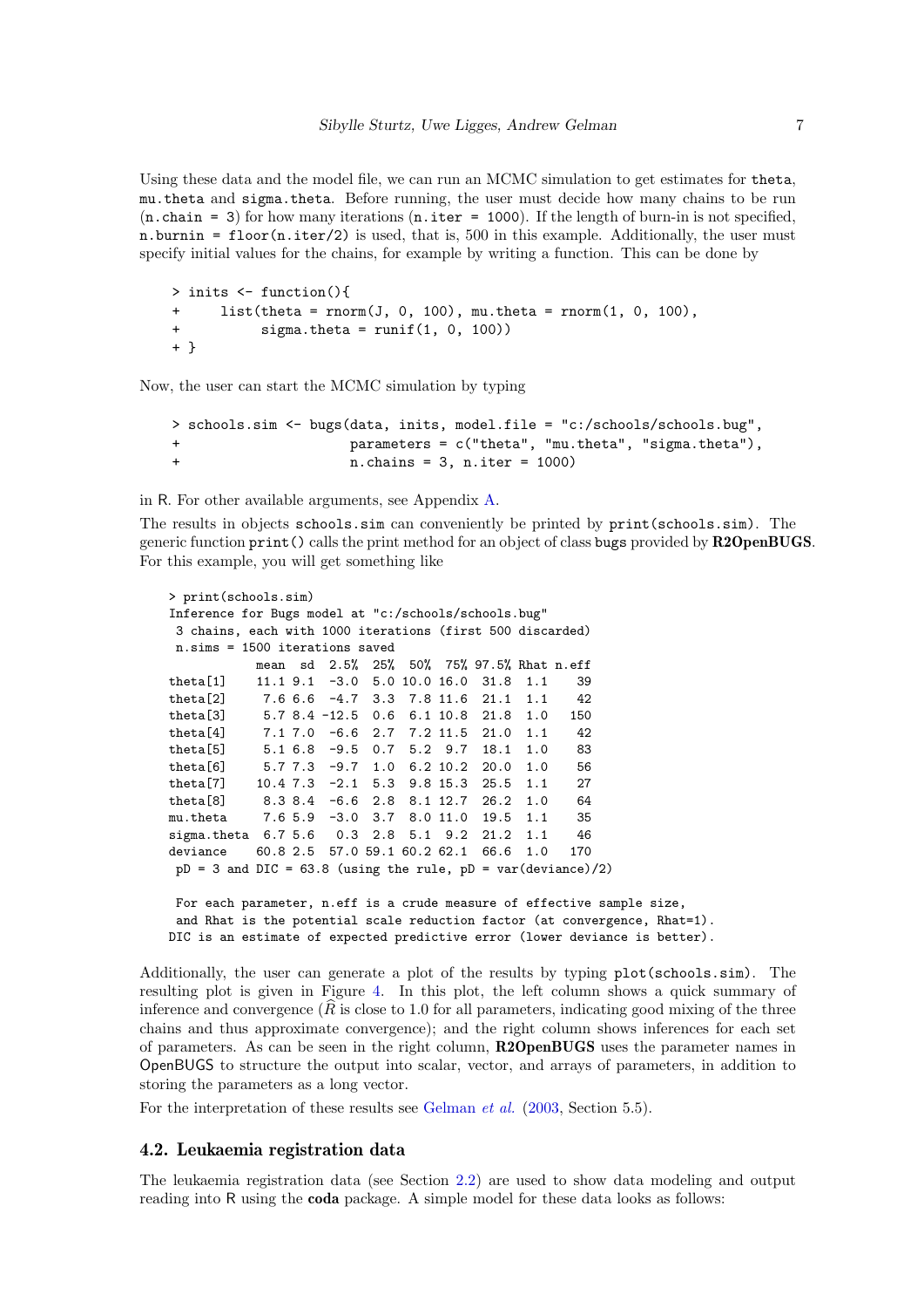Using these data and the model file, we can run an MCMC simulation to get estimates for `theta`, `mu.theta` and `sigma.theta`. Before running, the user must decide how many chains to be run (`n.chain = 3`) for how many iterations (`n.iter = 1000`). If the length of burn-in is not specified, `n.burnin = floor(n.iter/2)` is used, that is, 500 in this example. Additionally, the user must specify initial values for the chains, for example by writing a function. This can be done by

```
> inits <- function(){
+     list(theta = rnorm(J, 0, 100), mu.theta = rnorm(1, 0, 100),
+          sigma.theta = runif(1, 0, 100))
+ }
```

Now, the user can start the MCMC simulation by typing

```
> schools.sim <- bugs(data, inits, model.file = "c:/schools/schools.bug",
+                     parameters = c("theta", "mu.theta", "sigma.theta"),
+                     n.chains = 3, n.iter = 1000)
```

in R. For other available arguments, see Appendix A.

The results in objects `schools.sim` can conveniently be printed by `print(schools.sim)`. The generic function `print()` calls the print method for an object of class `bugs` provided by **R2OpenBUGS**. For this example, you will get something like

```
> print(schools.sim)
Inference for Bugs model at "c:/schools/schools.bug"
 3 chains, each with 1000 iterations (first 500 discarded)
 n.sims = 1500 iterations saved
            mean  sd  2.5%  25%  50%  75% 97.5% Rhat n.eff
theta[1]    11.1 9.1  -3.0  5.0 10.0 16.0  31.8  1.1    39
theta[2]     7.6 6.6  -4.7  3.3  7.8 11.6  21.1  1.1    42
theta[3]     5.7 8.4 -12.5  0.6  6.1 10.8  21.8  1.0   150
theta[4]     7.1 7.0  -6.6  2.7  7.2 11.5  21.0  1.1    42
theta[5]     5.1 6.8  -9.5  0.7  5.2  9.7  18.1  1.0    83
theta[6]     5.7 7.3  -9.7  1.0  6.2 10.2  20.0  1.0    56
theta[7]    10.4 7.3  -2.1  5.3  9.8 15.3  25.5  1.1    27
theta[8]     8.3 8.4  -6.6  2.8  8.1 12.7  26.2  1.0    64
mu.theta     7.6 5.9  -3.0  3.7  8.0 11.0  19.5  1.1    35
sigma.theta  6.7 5.6   0.3  2.8  5.1  9.2  21.2  1.1    46
deviance    60.8 2.5  57.0 59.1 60.2 62.1  66.6  1.0   170
 pD = 3 and DIC = 63.8 (using the rule, pD = var(deviance)/2)

 For each parameter, n.eff is a crude measure of effective sample size,
 and Rhat is the potential scale reduction factor (at convergence, Rhat=1).
DIC is an estimate of expected predictive error (lower deviance is better).
```

Additionally, the user can generate a plot of the results by typing `plot(schools.sim)`. The resulting plot is given in Figure 4. In this plot, the left column shows a quick summary of inference and convergence ($\widehat{R}$ is close to 1.0 for all parameters, indicating good mixing of the three chains and thus approximate convergence); and the right column shows inferences for each set of parameters. As can be seen in the right column, **R2OpenBUGS** uses the parameter names in OpenBUGS to structure the output into scalar, vector, and arrays of parameters, in addition to storing the parameters as a long vector.

For the interpretation of these results see Gelman *et al.* (2003, Section 5.5).

## 4.2. Leukaemia registration data

The leukaemia registration data (see Section 2.2) are used to show data modeling and output reading into R using the **coda** package. A simple model for these data looks as follows: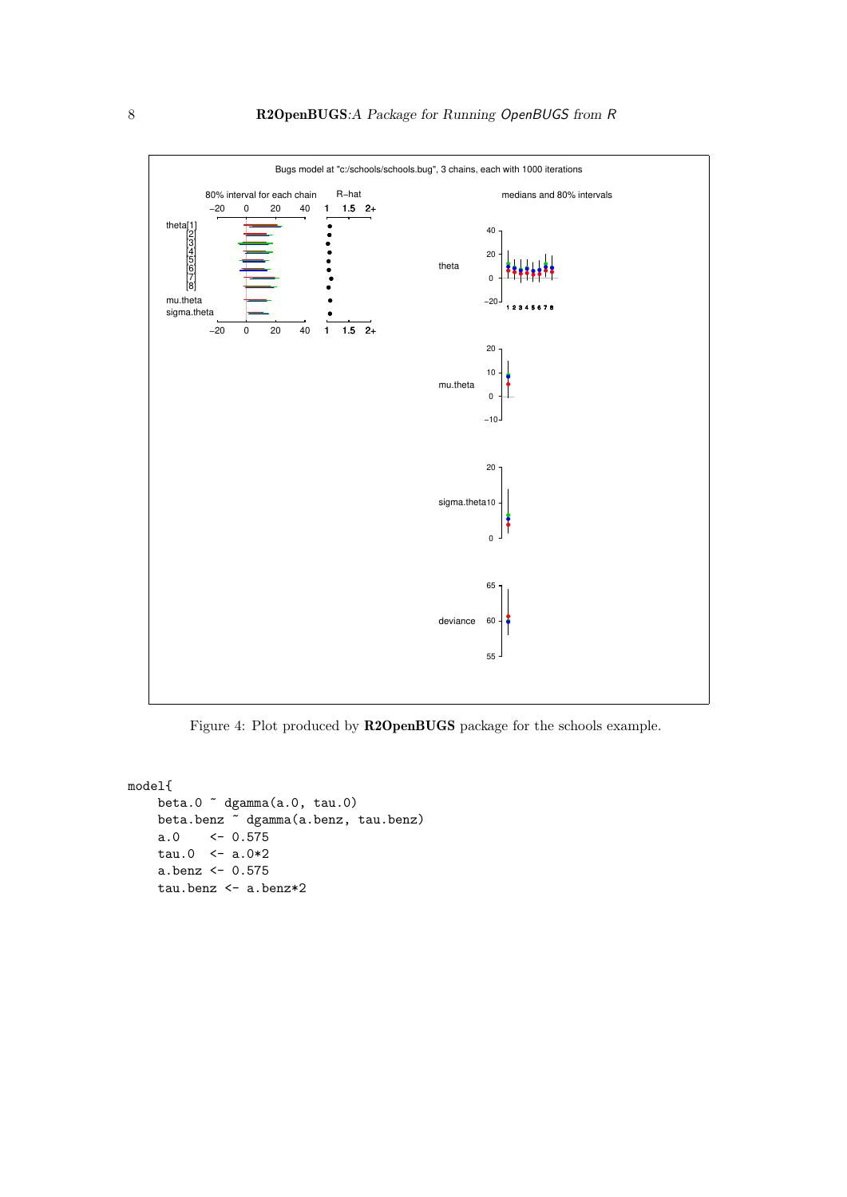Figure 4: Plot produced by **R2OpenBUGS** package for the schools example.

```
model{
    beta.0 ~ dgamma(a.0, tau.0)
    beta.benz ~ dgamma(a.benz, tau.benz)
    a.0    <- 0.575
    tau.0  <- a.0*2
    a.benz <- 0.575
    tau.benz <- a.benz*2
```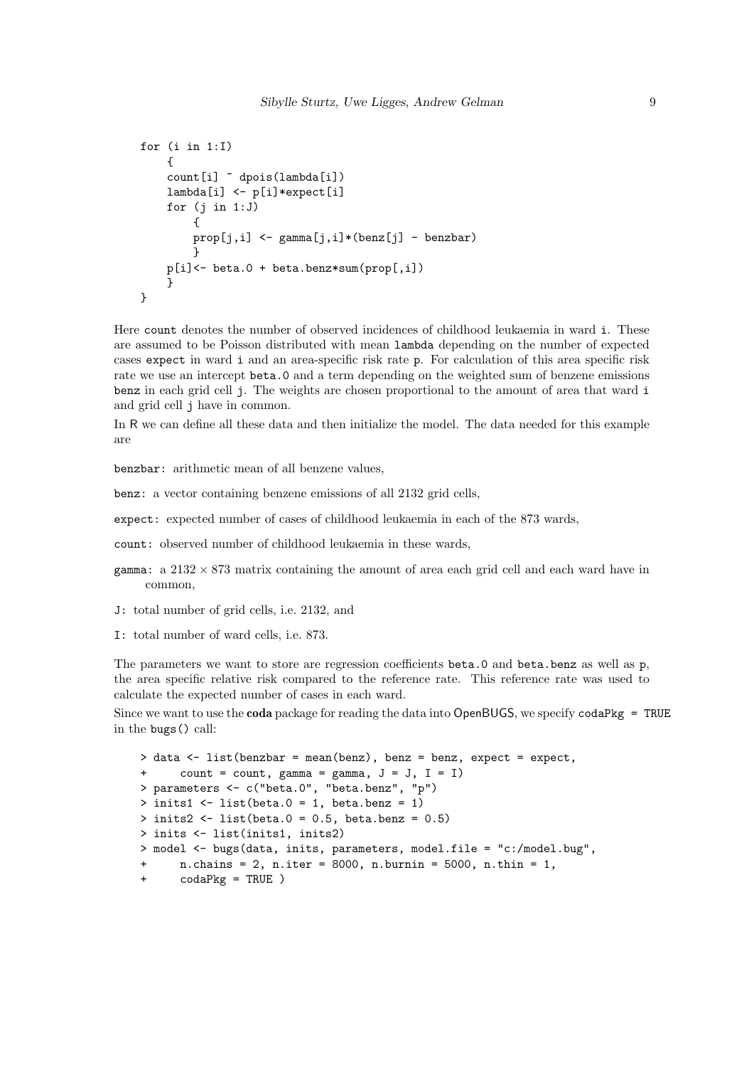```
for (i in 1:I)
    {
    count[i] ~ dpois(lambda[i])
    lambda[i] <- p[i]*expect[i]
    for (j in 1:J)
        {
        prop[j,i] <- gamma[j,i]*(benz[j] - benzbar)
        }
    p[i]<- beta.0 + beta.benz*sum(prop[,i])
    }
}
```

Here `count` denotes the number of observed incidences of childhood leukaemia in ward `i`. These are assumed to be Poisson distributed with mean `lambda` depending on the number of expected cases `expect` in ward `i` and an area-specific risk rate `p`. For calculation of this area specific risk rate we use an intercept `beta.0` and a term depending on the weighted sum of benzene emissions `benz` in each grid cell `j`. The weights are chosen proportional to the amount of area that ward `i` and grid cell `j` have in common.

In R we can define all these data and then initialize the model. The data needed for this example are

`benzbar`: arithmetic mean of all benzene values,

`benz`: a vector containing benzene emissions of all 2132 grid cells,

`expect`: expected number of cases of childhood leukaemia in each of the 873 wards,

`count`: observed number of childhood leukaemia in these wards,

`gamma`: a $2132 \times 873$ matrix containing the amount of area each grid cell and each ward have in common,

`J`: total number of grid cells, i.e. 2132, and

`I`: total number of ward cells, i.e. 873.

The parameters we want to store are regression coefficients `beta.0` and `beta.benz` as well as `p`, the area specific relative risk compared to the reference rate. This reference rate was used to calculate the expected number of cases in each ward.

Since we want to use the **coda** package for reading the data into OpenBUGS, we specify `codaPkg = TRUE` in the `bugs()` call:

```
> data <- list(benzbar = mean(benz), benz = benz, expect = expect,
+     count = count, gamma = gamma, J = J, I = I)
> parameters <- c("beta.0", "beta.benz", "p")
> inits1 <- list(beta.0 = 1, beta.benz = 1)
> inits2 <- list(beta.0 = 0.5, beta.benz = 0.5)
> inits <- list(inits1, inits2)
> model <- bugs(data, inits, parameters, model.file = "c:/model.bug",
+     n.chains = 2, n.iter = 8000, n.burnin = 5000, n.thin = 1,
+     codaPkg = TRUE )
```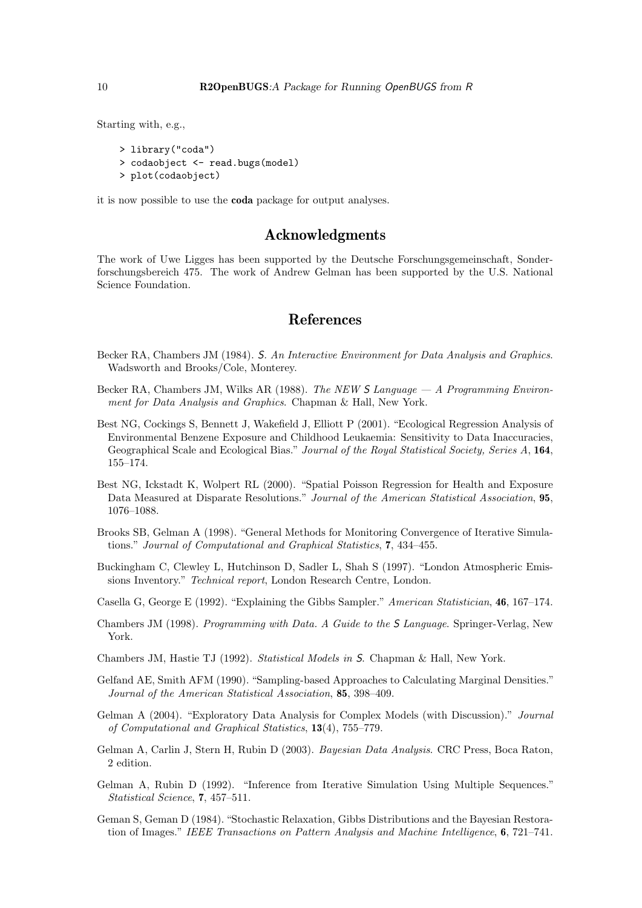Starting with, e.g.,

```
> library("coda")
> codaobject <- read.bugs(model)
> plot(codaobject)
```

it is now possible to use the **coda** package for output analyses.

## Acknowledgments

The work of Uwe Ligges has been supported by the Deutsche Forschungsgemeinschaft, Sonderforschungsbereich 475. The work of Andrew Gelman has been supported by the U.S. National Science Foundation.

## References

Becker RA, Chambers JM (1984). *S. An Interactive Environment for Data Analysis and Graphics*. Wadsworth and Brooks/Cole, Monterey.

Becker RA, Chambers JM, Wilks AR (1988). *The NEW S Language — A Programming Environment for Data Analysis and Graphics*. Chapman & Hall, New York.

Best NG, Cockings S, Bennett J, Wakefield J, Elliott P (2001). "Ecological Regression Analysis of Environmental Benzene Exposure and Childhood Leukaemia: Sensitivity to Data Inaccuracies, Geographical Scale and Ecological Bias." *Journal of the Royal Statistical Society, Series A*, **164**, 155–174.

Best NG, Ickstadt K, Wolpert RL (2000). "Spatial Poisson Regression for Health and Exposure Data Measured at Disparate Resolutions." *Journal of the American Statistical Association*, **95**, 1076–1088.

Brooks SB, Gelman A (1998). "General Methods for Monitoring Convergence of Iterative Simulations." *Journal of Computational and Graphical Statistics*, **7**, 434–455.

Buckingham C, Clewley L, Hutchinson D, Sadler L, Shah S (1997). "London Atmospheric Emissions Inventory." *Technical report*, London Research Centre, London.

Casella G, George E (1992). "Explaining the Gibbs Sampler." *American Statistician*, **46**, 167–174.

Chambers JM (1998). *Programming with Data. A Guide to the S Language*. Springer-Verlag, New York.

Chambers JM, Hastie TJ (1992). *Statistical Models in S*. Chapman & Hall, New York.

Gelfand AE, Smith AFM (1990). "Sampling-based Approaches to Calculating Marginal Densities." *Journal of the American Statistical Association*, **85**, 398–409.

Gelman A (2004). "Exploratory Data Analysis for Complex Models (with Discussion)." *Journal of Computational and Graphical Statistics*, **13**(4), 755–779.

Gelman A, Carlin J, Stern H, Rubin D (2003). *Bayesian Data Analysis*. CRC Press, Boca Raton, 2 edition.

Gelman A, Rubin D (1992). "Inference from Iterative Simulation Using Multiple Sequences." *Statistical Science*, **7**, 457–511.

Geman S, Geman D (1984). "Stochastic Relaxation, Gibbs Distributions and the Bayesian Restoration of Images." *IEEE Transactions on Pattern Analysis and Machine Intelligence*, **6**, 721–741.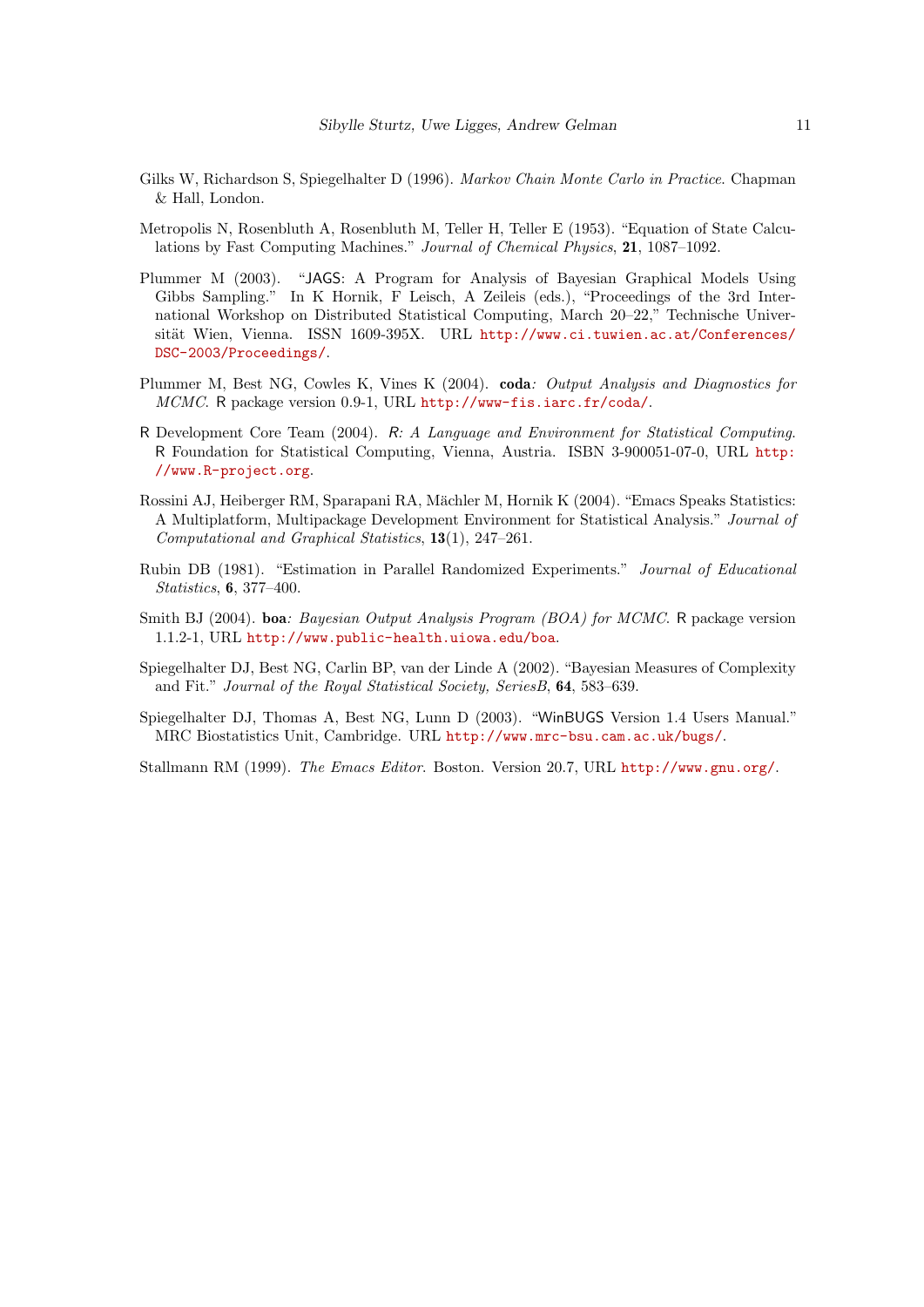Gilks W, Richardson S, Spiegelhalter D (1996). *Markov Chain Monte Carlo in Practice*. Chapman & Hall, London.

Metropolis N, Rosenbluth A, Rosenbluth M, Teller H, Teller E (1953). "Equation of State Calculations by Fast Computing Machines." *Journal of Chemical Physics*, **21**, 1087–1092.

Plummer M (2003). "JAGS: A Program for Analysis of Bayesian Graphical Models Using Gibbs Sampling." In K Hornik, F Leisch, A Zeileis (eds.), "Proceedings of the 3rd International Workshop on Distributed Statistical Computing, March 20–22," Technische Universität Wien, Vienna. ISSN 1609-395X. URL http://www.ci.tuwien.ac.at/Conferences/DSC-2003/Proceedings/.

Plummer M, Best NG, Cowles K, Vines K (2004). **coda***: Output Analysis and Diagnostics for MCMC*. R package version 0.9-1, URL http://www-fis.iarc.fr/coda/.

R Development Core Team (2004). *R: A Language and Environment for Statistical Computing*. R Foundation for Statistical Computing, Vienna, Austria. ISBN 3-900051-07-0, URL http://www.R-project.org.

Rossini AJ, Heiberger RM, Sparapani RA, Mächler M, Hornik K (2004). "Emacs Speaks Statistics: A Multiplatform, Multipackage Development Environment for Statistical Analysis." *Journal of Computational and Graphical Statistics*, **13**(1), 247–261.

Rubin DB (1981). "Estimation in Parallel Randomized Experiments." *Journal of Educational Statistics*, **6**, 377–400.

Smith BJ (2004). **boa***: Bayesian Output Analysis Program (BOA) for MCMC*. R package version 1.1.2-1, URL http://www.public-health.uiowa.edu/boa.

Spiegelhalter DJ, Best NG, Carlin BP, van der Linde A (2002). "Bayesian Measures of Complexity and Fit." *Journal of the Royal Statistical Society, SeriesB*, **64**, 583–639.

Spiegelhalter DJ, Thomas A, Best NG, Lunn D (2003). "WinBUGS Version 1.4 Users Manual." MRC Biostatistics Unit, Cambridge. URL http://www.mrc-bsu.cam.ac.uk/bugs/.

Stallmann RM (1999). *The Emacs Editor*. Boston. Version 20.7, URL http://www.gnu.org/.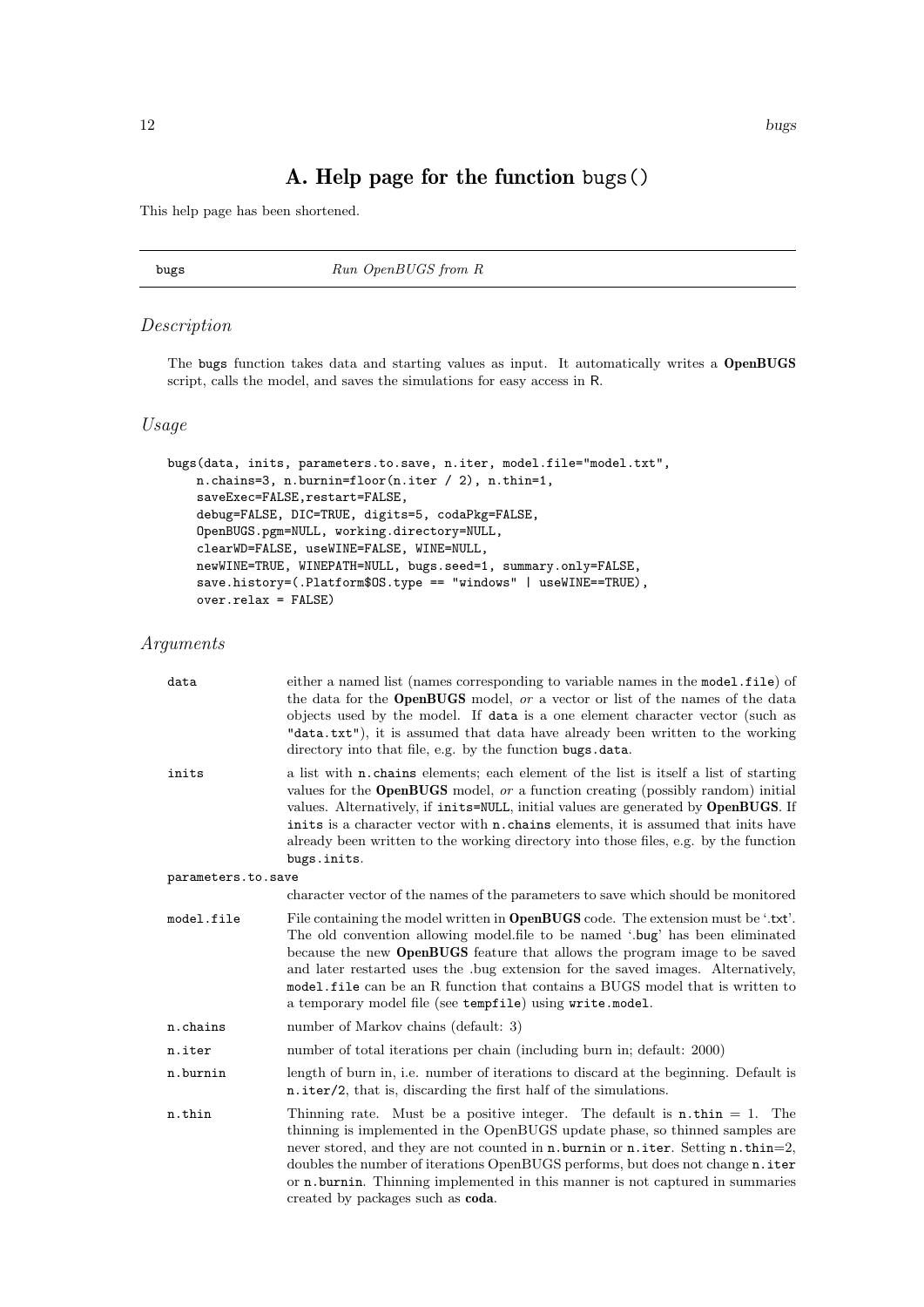# A. Help page for the function `bugs()`

This help page has been shortened.

---

bugs — *Run OpenBUGS from R*

---

### *Description*

The bugs function takes data and starting values as input. It automatically writes a **OpenBUGS** script, calls the model, and saves the simulations for easy access in R.

### *Usage*

```
bugs(data, inits, parameters.to.save, n.iter, model.file="model.txt",
    n.chains=3, n.burnin=floor(n.iter / 2), n.thin=1,
    saveExec=FALSE,restart=FALSE,
    debug=FALSE, DIC=TRUE, digits=5, codaPkg=FALSE,
    OpenBUGS.pgm=NULL, working.directory=NULL,
    clearWD=FALSE, useWINE=FALSE, WINE=NULL,
    newWINE=TRUE, WINEPATH=NULL, bugs.seed=1, summary.only=FALSE,
    save.history=(.Platform$OS.type == "windows" | useWINE==TRUE),
    over.relax = FALSE)
```

### *Arguments*

`data` either a named list (names corresponding to variable names in the `model.file`) of the data for the **OpenBUGS** model, *or* a vector or list of the names of the data objects used by the model. If `data` is a one element character vector (such as `"data.txt"`), it is assumed that data have already been written to the working directory into that file, e.g. by the function `bugs.data`.

`inits` a list with `n.chains` elements; each element of the list is itself a list of starting values for the **OpenBUGS** model, *or* a function creating (possibly random) initial values. Alternatively, if `inits=NULL`, initial values are generated by **OpenBUGS**. If `inits` is a character vector with `n.chains` elements, it is assumed that inits have already been written to the working directory into those files, e.g. by the function `bugs.inits`.

`parameters.to.save` character vector of the names of the parameters to save which should be monitored

`model.file` File containing the model written in **OpenBUGS** code. The extension must be '.txt'. The old convention allowing model.file to be named '.bug' has been eliminated because the new **OpenBUGS** feature that allows the program image to be saved and later restarted uses the .bug extension for the saved images. Alternatively, `model.file` can be an R function that contains a BUGS model that is written to a temporary model file (see `tempfile`) using `write.model`.

`n.chains` number of Markov chains (default: 3)

`n.iter` number of total iterations per chain (including burn in; default: 2000)

`n.burnin` length of burn in, i.e. number of iterations to discard at the beginning. Default is `n.iter/2`, that is, discarding the first half of the simulations.

`n.thin` Thinning rate. Must be a positive integer. The default is `n.thin` = 1. The thinning is implemented in the OpenBUGS update phase, so thinned samples are never stored, and they are not counted in `n.burnin` or `n.iter`. Setting `n.thin`=2, doubles the number of iterations OpenBUGS performs, but does not change `n.iter` or `n.burnin`. Thinning implemented in this manner is not captured in summaries created by packages such as **coda**.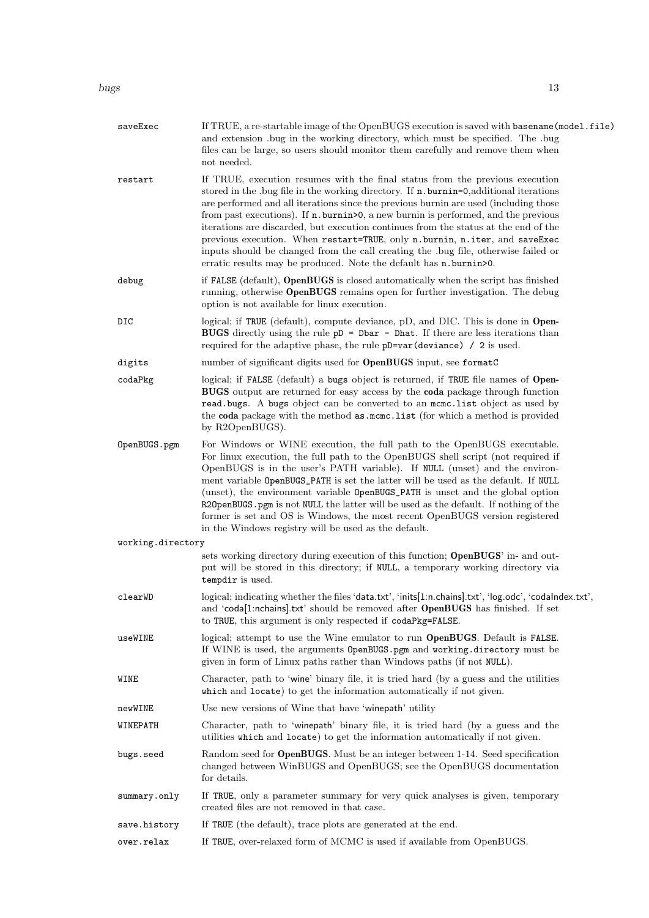`saveExec`
: If TRUE, a re-startable image of the OpenBUGS execution is saved with `basename(model.file)` and extension .bug in the working directory, which must be specified. The .bug files can be large, so users should monitor them carefully and remove them when not needed.

`restart`
: If TRUE, execution resumes with the final status from the previous execution stored in the .bug file in the working directory. If `n.burnin=0`,additional iterations are performed and all iterations since the previous burnin are used (including those from past executions). If `n.burnin>0`, a new burnin is performed, and the previous iterations are discarded, but execution continues from the status at the end of the previous execution. When `restart=TRUE`, only `n.burnin`, `n.iter`, and `saveExec` inputs should be changed from the call creating the .bug file, otherwise failed or erratic results may be produced. Note the default has `n.burnin>0`.

`debug`
: if `FALSE` (default), **OpenBUGS** is closed automatically when the script has finished running, otherwise **OpenBUGS** remains open for further investigation. The debug option is not available for linux execution.

`DIC`
: logical; if `TRUE` (default), compute deviance, pD, and DIC. This is done in **OpenBUGS** directly using the rule `pD = Dbar - Dhat`. If there are less iterations than required for the adaptive phase, the rule `pD=var(deviance) / 2` is used.

`digits`
: number of significant digits used for **OpenBUGS** input, see `formatC`

`codaPkg`
: logical; if `FALSE` (default) a `bugs` object is returned, if `TRUE` file names of **OpenBUGS** output are returned for easy access by the **coda** package through function `read.bugs`. A `bugs` object can be converted to an `mcmc.list` object as used by the **coda** package with the method `as.mcmc.list` (for which a method is provided by R2OpenBUGS).

`OpenBUGS.pgm`
: For Windows or WINE execution, the full path to the OpenBUGS executable. For linux execution, the full path to the OpenBUGS shell script (not required if OpenBUGS is in the user's PATH variable). If `NULL` (unset) and the environment variable `OpenBUGS_PATH` is set the latter will be used as the default. If `NULL` (unset), the environment variable `OpenBUGS_PATH` is unset and the global option `R2OpenBUGS.pgm` is not `NULL` the latter will be used as the default. If nothing of the former is set and OS is Windows, the most recent OpenBUGS version registered in the Windows registry will be used as the default.

`working.directory`
: sets working directory during execution of this function; **OpenBUGS**' in- and output will be stored in this directory; if `NULL`, a temporary working directory via `tempdir` is used.

`clearWD`
: logical; indicating whether the files 'data.txt', 'inits[1:n.chains].txt', 'log.odc', 'codaIndex.txt', and 'coda[1:nchains].txt' should be removed after **OpenBUGS** has finished. If set to `TRUE`, this argument is only respected if `codaPkg=FALSE`.

`useWINE`
: logical; attempt to use the Wine emulator to run **OpenBUGS**. Default is `FALSE`. If WINE is used, the arguments `OpenBUGS.pgm` and `working.directory` must be given in form of Linux paths rather than Windows paths (if not `NULL`).

`WINE`
: Character, path to 'wine' binary file, it is tried hard (by a guess and the utilities `which` and `locate`) to get the information automatically if not given.

`newWINE`
: Use new versions of Wine that have 'winepath' utility

`WINEPATH`
: Character, path to 'winepath' binary file, it is tried hard (by a guess and the utilities `which` and `locate`) to get the information automatically if not given.

`bugs.seed`
: Random seed for **OpenBUGS**. Must be an integer between 1-14. Seed specification changed between WinBUGS and OpenBUGS; see the OpenBUGS documentation for details.

`summary.only`
: If `TRUE`, only a parameter summary for very quick analyses is given, temporary created files are not removed in that case.

`save.history`
: If `TRUE` (the default), trace plots are generated at the end.

`over.relax`
: If `TRUE`, over-relaxed form of MCMC is used if available from OpenBUGS.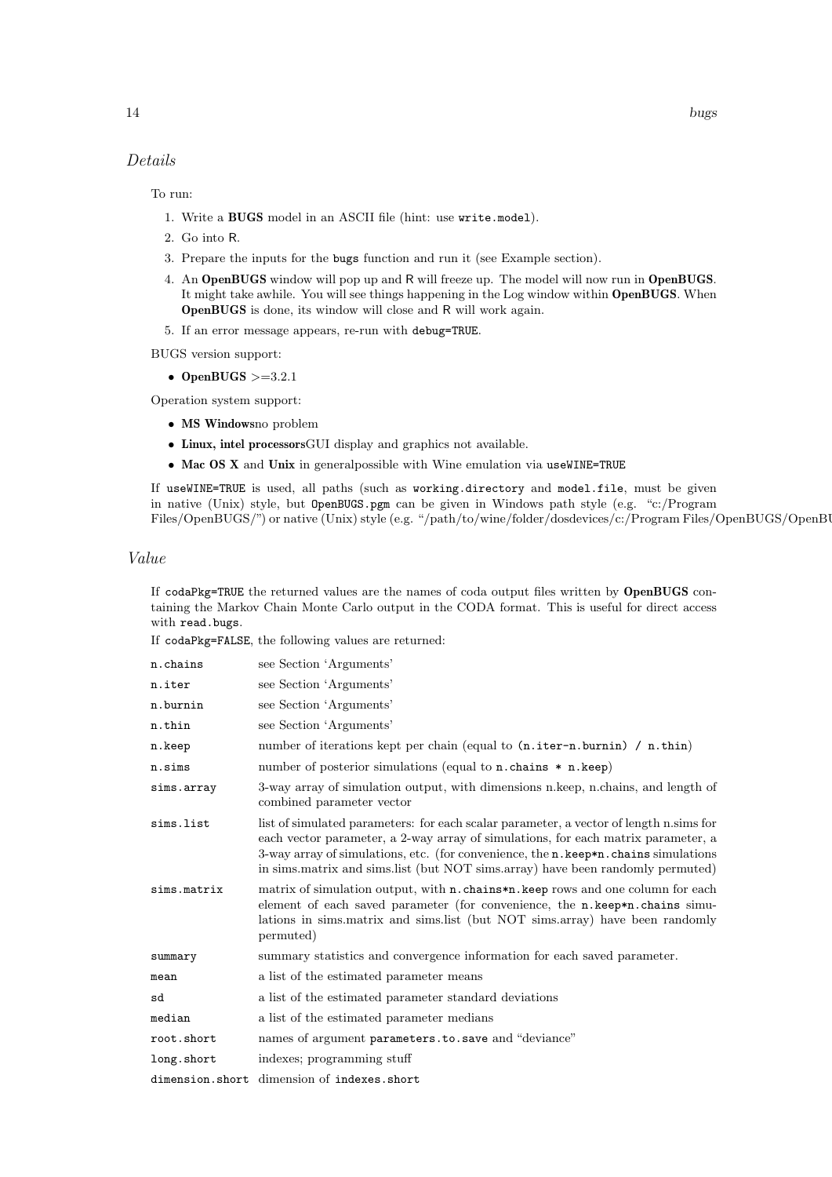## *Details*

To run:

1. Write a **BUGS** model in an ASCII file (hint: use `write.model`).
2. Go into R.
3. Prepare the inputs for the `bugs` function and run it (see Example section).
4. An **OpenBUGS** window will pop up and R will freeze up. The model will now run in **OpenBUGS**. It might take awhile. You will see things happening in the Log window within **OpenBUGS**. When **OpenBUGS** is done, its window will close and R will work again.
5. If an error message appears, re-run with `debug=TRUE`.

BUGS version support:

- **OpenBUGS** >=3.2.1

Operation system support:

- **MS Windows**no problem
- **Linux, intel processors**GUI display and graphics not available.
- **Mac OS X** and **Unix** in generalpossible with Wine emulation via `useWINE=TRUE`

If `useWINE=TRUE` is used, all paths (such as `working.directory` and `model.file`, must be given in native (Unix) style, but `OpenBUGS.pgm` can be given in Windows path style (e.g. "c:/Program Files/OpenBUGS/") or native (Unix) style (e.g. "/path/to/wine/folder/dosdevices/c:/Program Files/OpenBUGS/OpenBU

## *Value*

If `codaPkg=TRUE` the returned values are the names of coda output files written by **OpenBUGS** containing the Markov Chain Monte Carlo output in the CODA format. This is useful for direct access with `read.bugs`.

If `codaPkg=FALSE`, the following values are returned:

| | |
|---|---|
| `n.chains` | see Section 'Arguments' |
| `n.iter` | see Section 'Arguments' |
| `n.burnin` | see Section 'Arguments' |
| `n.thin` | see Section 'Arguments' |
| `n.keep` | number of iterations kept per chain (equal to `(n.iter-n.burnin) / n.thin`) |
| `n.sims` | number of posterior simulations (equal to `n.chains * n.keep`) |
| `sims.array` | 3-way array of simulation output, with dimensions n.keep, n.chains, and length of combined parameter vector |
| `sims.list` | list of simulated parameters: for each scalar parameter, a vector of length n.sims for each vector parameter, a 2-way array of simulations, for each matrix parameter, a 3-way array of simulations, etc. (for convenience, the `n.keep*n.chains` simulations in sims.matrix and sims.list (but NOT sims.array) have been randomly permuted) |
| `sims.matrix` | matrix of simulation output, with `n.chains*n.keep` rows and one column for each element of each saved parameter (for convenience, the `n.keep*n.chains` simulations in sims.matrix and sims.list (but NOT sims.array) have been randomly permuted) |
| `summary` | summary statistics and convergence information for each saved parameter. |
| `mean` | a list of the estimated parameter means |
| `sd` | a list of the estimated parameter standard deviations |
| `median` | a list of the estimated parameter medians |
| `root.short` | names of argument `parameters.to.save` and "deviance" |
| `long.short` | indexes; programming stuff |
| `dimension.short` | dimension of `indexes.short` |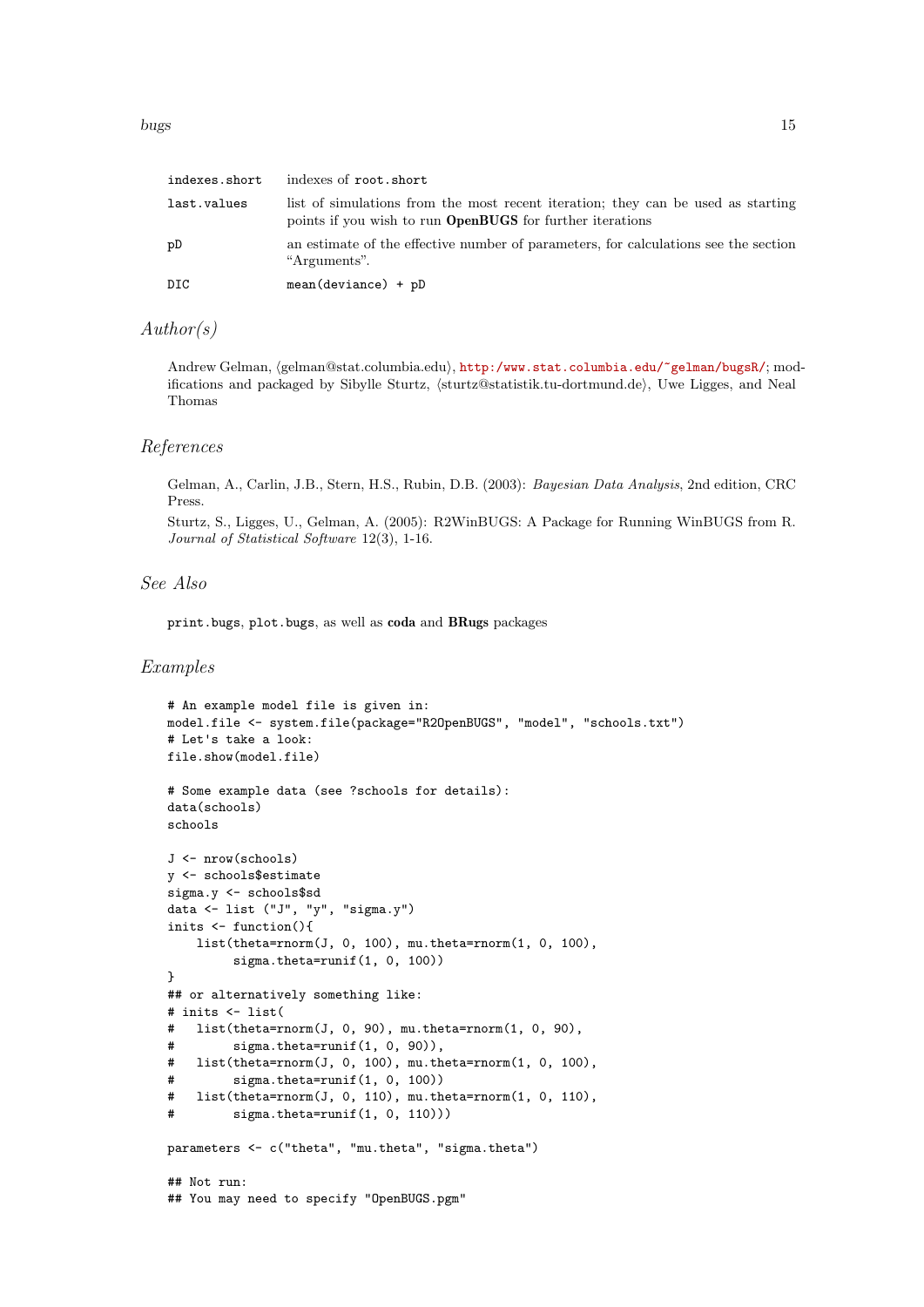| | |
|---|---|
| `indexes.short` | indexes of `root.short` |
| `last.values` | list of simulations from the most recent iteration; they can be used as starting points if you wish to run **OpenBUGS** for further iterations |
| `pD` | an estimate of the effective number of parameters, for calculations see the section "Arguments". |
| `DIC` | `mean(deviance) + pD` |

## *Author(s)*

Andrew Gelman, ⟨gelman@stat.columbia.edu⟩, http:/www.stat.columbia.edu/~gelman/bugsR/; modifications and packaged by Sibylle Sturtz, ⟨sturtz@statistik.tu-dortmund.de⟩, Uwe Ligges, and Neal Thomas

## *References*

Gelman, A., Carlin, J.B., Stern, H.S., Rubin, D.B. (2003): *Bayesian Data Analysis*, 2nd edition, CRC Press.

Sturtz, S., Ligges, U., Gelman, A. (2005): R2WinBUGS: A Package for Running WinBUGS from R. *Journal of Statistical Software* 12(3), 1-16.

## *See Also*

`print.bugs`, `plot.bugs`, as well as **coda** and **BRugs** packages

## *Examples*

```
# An example model file is given in:
model.file <- system.file(package="R2OpenBUGS", "model", "schools.txt")
# Let's take a look:
file.show(model.file)

# Some example data (see ?schools for details):
data(schools)
schools

J <- nrow(schools)
y <- schools$estimate
sigma.y <- schools$sd
data <- list ("J", "y", "sigma.y")
inits <- function(){
    list(theta=rnorm(J, 0, 100), mu.theta=rnorm(1, 0, 100),
         sigma.theta=runif(1, 0, 100))
}
## or alternatively something like:
# inits <- list(
#   list(theta=rnorm(J, 0, 90), mu.theta=rnorm(1, 0, 90),
#        sigma.theta=runif(1, 0, 90)),
#   list(theta=rnorm(J, 0, 100), mu.theta=rnorm(1, 0, 100),
#        sigma.theta=runif(1, 0, 100))
#   list(theta=rnorm(J, 0, 110), mu.theta=rnorm(1, 0, 110),
#        sigma.theta=runif(1, 0, 110)))

parameters <- c("theta", "mu.theta", "sigma.theta")

## Not run:
## You may need to specify "OpenBUGS.pgm"
```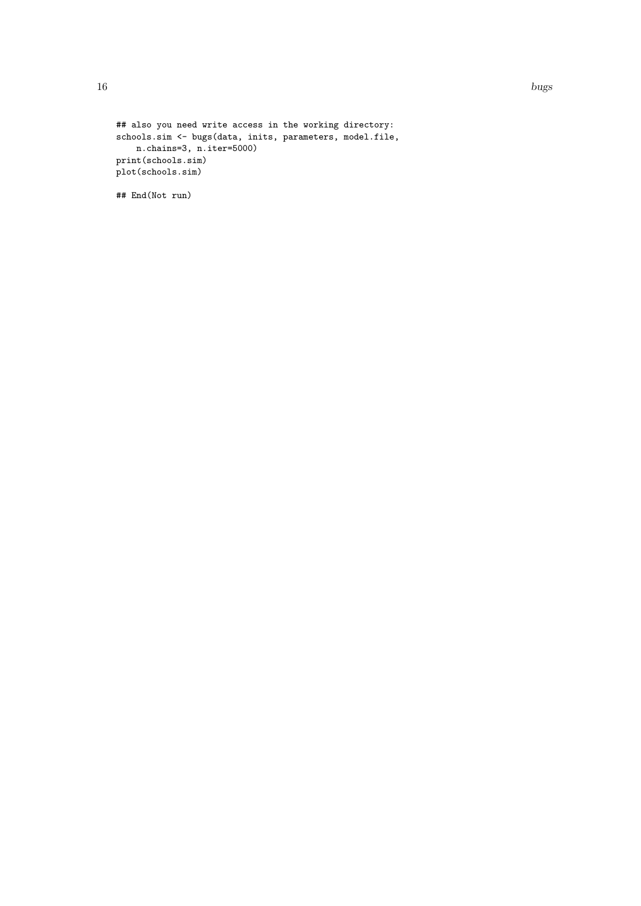```
## also you need write access in the working directory:
schools.sim <- bugs(data, inits, parameters, model.file,
    n.chains=3, n.iter=5000)
print(schools.sim)
plot(schools.sim)

## End(Not run)
```